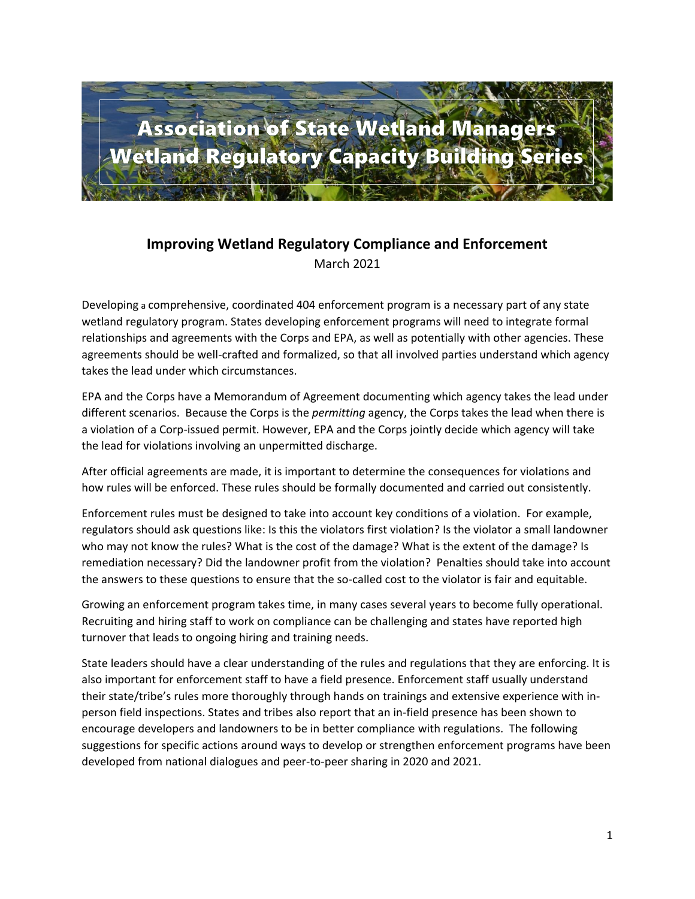# Association of State Wetland Managers Wetland Regulatory Capacity Building Series

## Improving Wetland Regulatory Compliance and Enforcement

March 2021

Developing a comprehensive, coordinated 404 enforcement program is a necessary part of any state wetland regulatory program. States developing enforcement programs will need to integrate formal relationships and agreements with the Corps and EPA, as well as potentially with other agencies. These agreements should be well-crafted and formalized, so that all involved parties understand which agency takes the lead under which circumstances.

EPA and the Corps have a Memorandum of Agreement documenting which agency takes the lead under different scenarios. Because the Corps is the *permitting* agency, the Corps takes the lead when there is a violation of a Corp-issued permit. However, EPA and the Corps jointly decide which agency will take the lead for violations involving an unpermitted discharge.

After official agreements are made, it is important to determine the consequences for violations and how rules will be enforced. These rules should be formally documented and carried out consistently.

Enforcement rules must be designed to take into account key conditions of a violation. For example, regulators should ask questions like: Is this the violators first violation? Is the violator a small landowner who may not know the rules? What is the cost of the damage? What is the extent of the damage? Is remediation necessary? Did the landowner profit from the violation? Penalties should take into account the answers to these questions to ensure that the so-called cost to the violator is fair and equitable.

Growing an enforcement program takes time, in many cases several years to become fully operational. Recruiting and hiring staff to work on compliance can be challenging and states have reported high turnover that leads to ongoing hiring and training needs.

State leaders should have a clear understanding of the rules and regulations that they are enforcing. It is also important for enforcement staff to have a field presence. Enforcement staff usually understand their state/tribe's rules more thoroughly through hands on trainings and extensive experience with in-person field inspections. States and tribes also report that an in-field presence has been shown to encourage developers and landowners to be in better compliance with regulations. The following suggestions for specific actions around ways to develop or strengthen enforcement programs have been developed from national dialogues and peer-to-peer sharing in 2020 and 2021.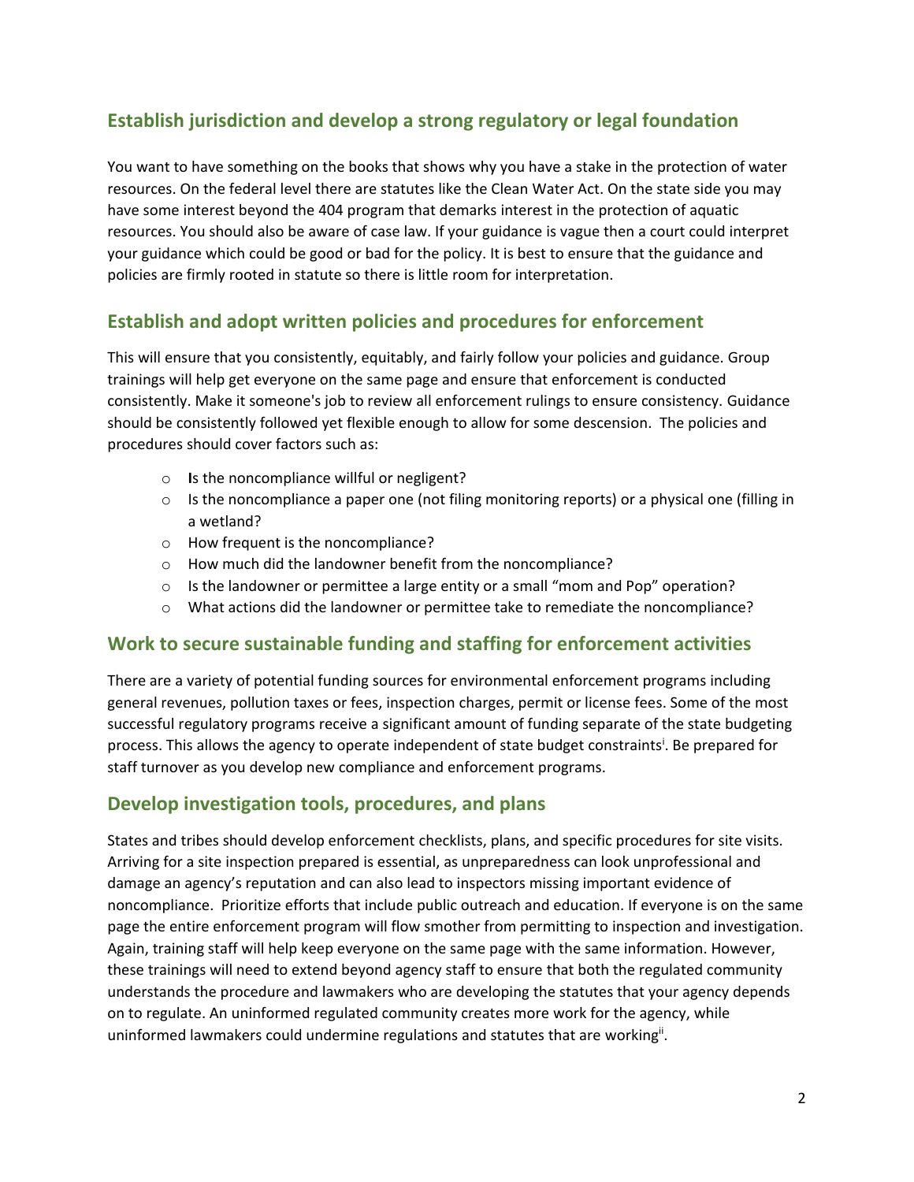## Establish jurisdiction and develop a strong regulatory or legal foundation

You want to have something on the books that shows why you have a stake in the protection of water resources. On the federal level there are statutes like the Clean Water Act. On the state side you may have some interest beyond the 404 program that demarks interest in the protection of aquatic resources. You should also be aware of case law. If your guidance is vague then a court could interpret your guidance which could be good or bad for the policy. It is best to ensure that the guidance and policies are firmly rooted in statute so there is little room for interpretation.

## Establish and adopt written policies and procedures for enforcement

This will ensure that you consistently, equitably, and fairly follow your policies and guidance. Group trainings will help get everyone on the same page and ensure that enforcement is conducted consistently. Make it someone's job to review all enforcement rulings to ensure consistency. Guidance should be consistently followed yet flexible enough to allow for some descension. The policies and procedures should cover factors such as:

- Is the noncompliance willful or negligent?
- Is the noncompliance a paper one (not filing monitoring reports) or a physical one (filling in a wetland?
- How frequent is the noncompliance?
- How much did the landowner benefit from the noncompliance?
- Is the landowner or permittee a large entity or a small "mom and Pop" operation?
- What actions did the landowner or permittee take to remediate the noncompliance?

## Work to secure sustainable funding and staffing for enforcement activities

There are a variety of potential funding sources for environmental enforcement programs including general revenues, pollution taxes or fees, inspection charges, permit or license fees. Some of the most successful regulatory programs receive a significant amount of funding separate of the state budgeting process. This allows the agency to operate independent of state budget constraints[i]. Be prepared for staff turnover as you develop new compliance and enforcement programs.

## Develop investigation tools, procedures, and plans

States and tribes should develop enforcement checklists, plans, and specific procedures for site visits. Arriving for a site inspection prepared is essential, as unpreparedness can look unprofessional and damage an agency's reputation and can also lead to inspectors missing important evidence of noncompliance. Prioritize efforts that include public outreach and education. If everyone is on the same page the entire enforcement program will flow smother from permitting to inspection and investigation. Again, training staff will help keep everyone on the same page with the same information. However, these trainings will need to extend beyond agency staff to ensure that both the regulated community understands the procedure and lawmakers who are developing the statutes that your agency depends on to regulate. An uninformed regulated community creates more work for the agency, while uninformed lawmakers could undermine regulations and statutes that are working[ii].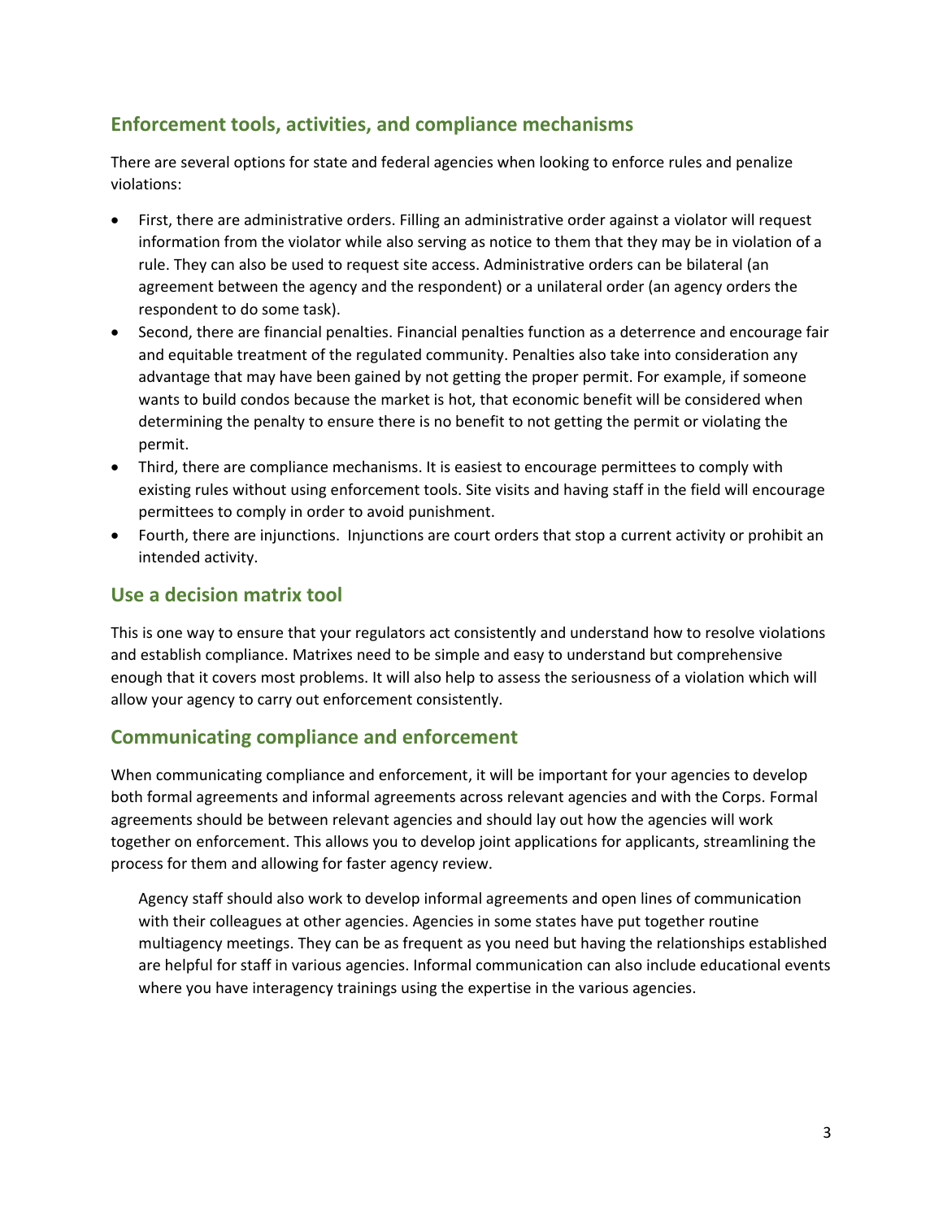## Enforcement tools, activities, and compliance mechanisms

There are several options for state and federal agencies when looking to enforce rules and penalize violations:

- First, there are administrative orders. Filling an administrative order against a violator will request information from the violator while also serving as notice to them that they may be in violation of a rule. They can also be used to request site access. Administrative orders can be bilateral (an agreement between the agency and the respondent) or a unilateral order (an agency orders the respondent to do some task).
- Second, there are financial penalties. Financial penalties function as a deterrence and encourage fair and equitable treatment of the regulated community. Penalties also take into consideration any advantage that may have been gained by not getting the proper permit. For example, if someone wants to build condos because the market is hot, that economic benefit will be considered when determining the penalty to ensure there is no benefit to not getting the permit or violating the permit.
- Third, there are compliance mechanisms. It is easiest to encourage permittees to comply with existing rules without using enforcement tools. Site visits and having staff in the field will encourage permittees to comply in order to avoid punishment.
- Fourth, there are injunctions. Injunctions are court orders that stop a current activity or prohibit an intended activity.

## Use a decision matrix tool

This is one way to ensure that your regulators act consistently and understand how to resolve violations and establish compliance. Matrixes need to be simple and easy to understand but comprehensive enough that it covers most problems. It will also help to assess the seriousness of a violation which will allow your agency to carry out enforcement consistently.

## Communicating compliance and enforcement

When communicating compliance and enforcement, it will be important for your agencies to develop both formal agreements and informal agreements across relevant agencies and with the Corps. Formal agreements should be between relevant agencies and should lay out how the agencies will work together on enforcement. This allows you to develop joint applications for applicants, streamlining the process for them and allowing for faster agency review.

Agency staff should also work to develop informal agreements and open lines of communication with their colleagues at other agencies. Agencies in some states have put together routine multiagency meetings. They can be as frequent as you need but having the relationships established are helpful for staff in various agencies. Informal communication can also include educational events where you have interagency trainings using the expertise in the various agencies.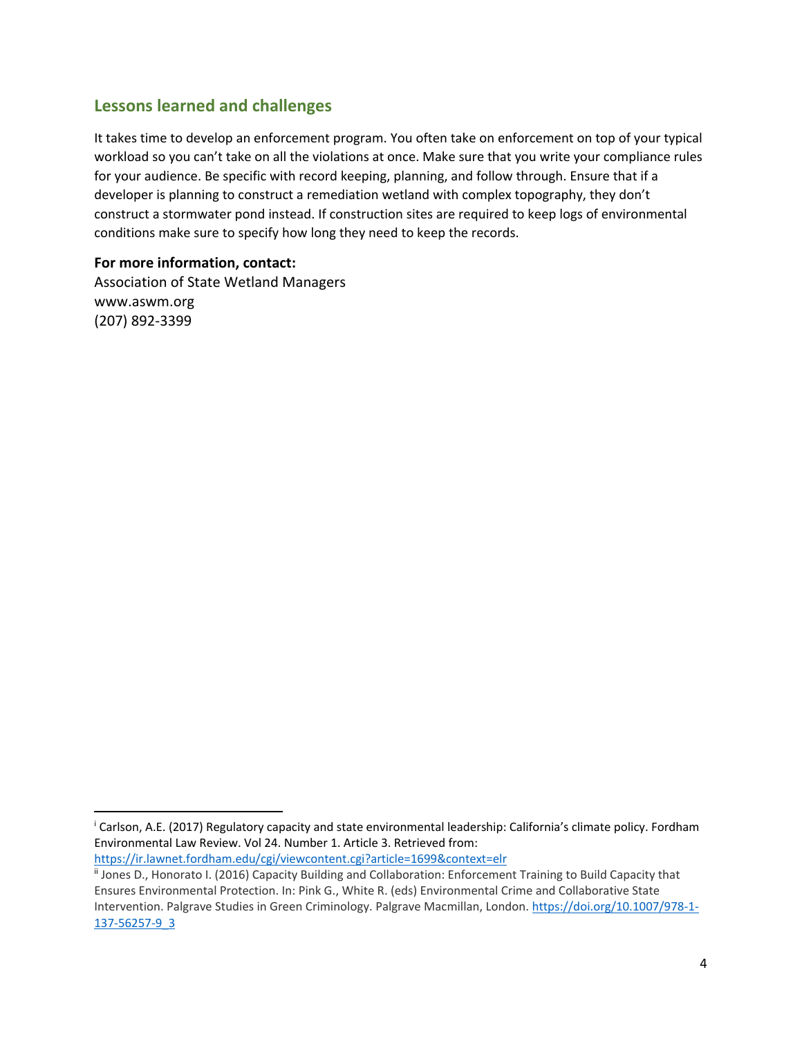## Lessons learned and challenges

It takes time to develop an enforcement program. You often take on enforcement on top of your typical workload so you can't take on all the violations at once. Make sure that you write your compliance rules for your audience. Be specific with record keeping, planning, and follow through. Ensure that if a developer is planning to construct a remediation wetland with complex topography, they don't construct a stormwater pond instead. If construction sites are required to keep logs of environmental conditions make sure to specify how long they need to keep the records.

**For more information, contact:**
Association of State Wetland Managers
www.aswm.org
(207) 892-3399

---

[i] Carlson, A.E. (2017) Regulatory capacity and state environmental leadership: California's climate policy. Fordham Environmental Law Review. Vol 24. Number 1. Article 3. Retrieved from: https://ir.lawnet.fordham.edu/cgi/viewcontent.cgi?article=1699&context=elr

[ii] Jones D., Honorato I. (2016) Capacity Building and Collaboration: Enforcement Training to Build Capacity that Ensures Environmental Protection. In: Pink G., White R. (eds) Environmental Crime and Collaborative State Intervention. Palgrave Studies in Green Criminology. Palgrave Macmillan, London. https://doi.org/10.1007/978-1-137-56257-9_3